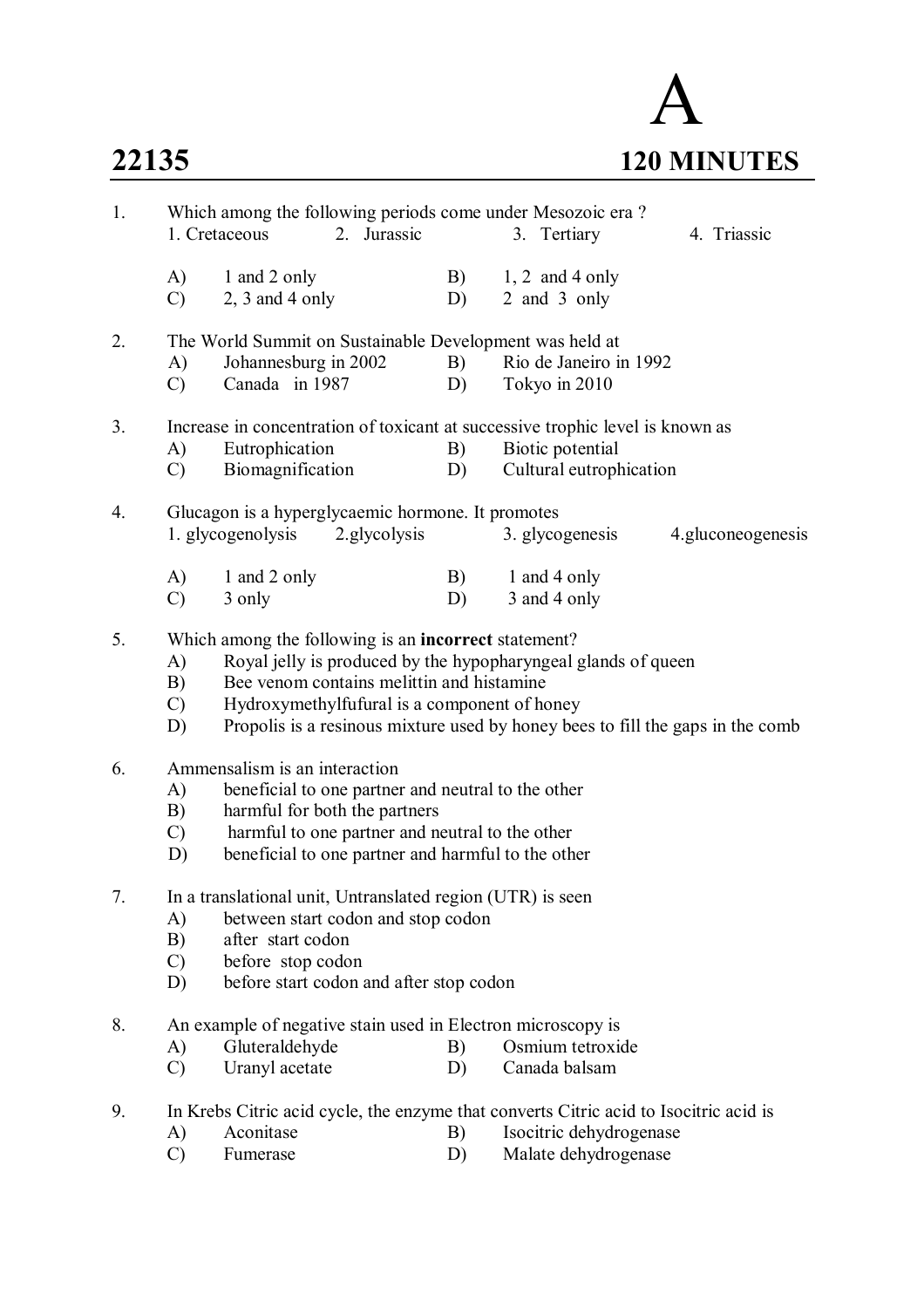# A

**22135** **120 MINUTES**

1. Which among the following periods come under Mesozoic era ?
   1. Cretaceous 2. Jurassic 3. Tertiary 4. Triassic

   A) 1 and 2 only B) 1, 2 and 4 only
   C) 2, 3 and 4 only D) 2 and 3 only

2. The World Summit on Sustainable Development was held at
   A) Johannesburg in 2002 B) Rio de Janeiro in 1992
   C) Canada in 1987 D) Tokyo in 2010

3. Increase in concentration of toxicant at successive trophic level is known as
   A) Eutrophication B) Biotic potential
   C) Biomagnification D) Cultural eutrophication

4. Glucagon is a hyperglycaemic hormone. It promotes
   1. glycogenolysis 2.glycolysis 3. glycogenesis 4.gluconeogenesis

   A) 1 and 2 only B) 1 and 4 only
   C) 3 only D) 3 and 4 only

5. Which among the following is an **incorrect** statement?
   A) Royal jelly is produced by the hypopharyngeal glands of queen
   B) Bee venom contains melittin and histamine
   C) Hydroxymethylfufural is a component of honey
   D) Propolis is a resinous mixture used by honey bees to fill the gaps in the comb

6. Ammensalism is an interaction
   A) beneficial to one partner and neutral to the other
   B) harmful for both the partners
   C) harmful to one partner and neutral to the other
   D) beneficial to one partner and harmful to the other

7. In a translational unit, Untranslated region (UTR) is seen
   A) between start codon and stop codon
   B) after start codon
   C) before stop codon
   D) before start codon and after stop codon

8. An example of negative stain used in Electron microscopy is
   A) Gluteraldehyde B) Osmium tetroxide
   C) Uranyl acetate D) Canada balsam

9. In Krebs Citric acid cycle, the enzyme that converts Citric acid to Isocitric acid is
   A) Aconitase B) Isocitric dehydrogenase
   C) Fumerase D) Malate dehydrogenase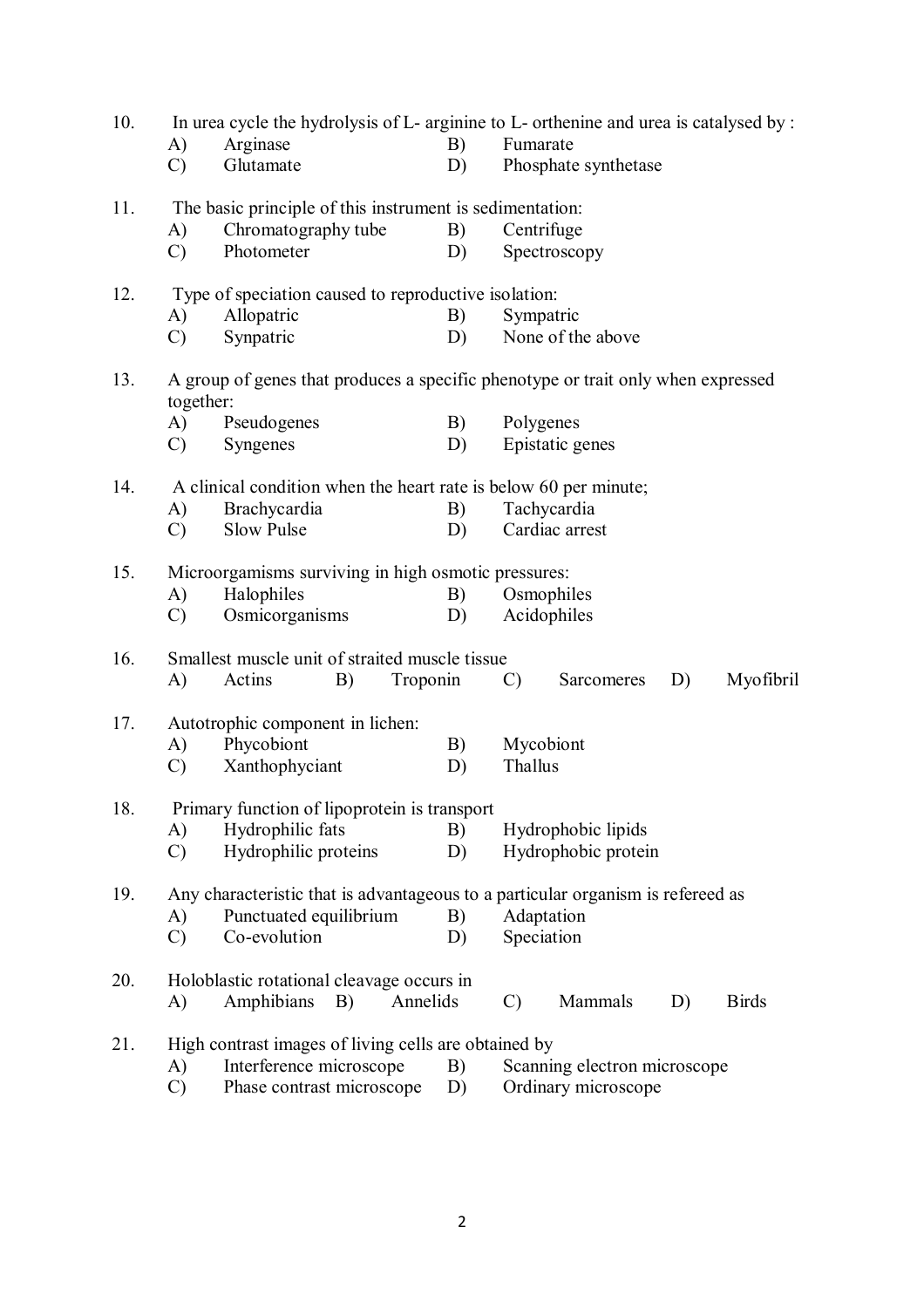10. In urea cycle the hydrolysis of L- arginine to L- orthenine and urea is catalysed by :
    - A) Arginase
    - B) Fumarate
    - C) Glutamate
    - D) Phosphate synthetase

11. The basic principle of this instrument is sedimentation:
    - A) Chromatography tube
    - B) Centrifuge
    - C) Photometer
    - D) Spectroscopy

12. Type of speciation caused to reproductive isolation:
    - A) Allopatric
    - B) Sympatric
    - C) Synpatric
    - D) None of the above

13. A group of genes that produces a specific phenotype or trait only when expressed together:
    - A) Pseudogenes
    - B) Polygenes
    - C) Syngenes
    - D) Epistatic genes

14. A clinical condition when the heart rate is below 60 per minute;
    - A) Brachycardia
    - B) Tachycardia
    - C) Slow Pulse
    - D) Cardiac arrest

15. Microorgamisms surviving in high osmotic pressures:
    - A) Halophiles
    - B) Osmophiles
    - C) Osmicorganisms
    - D) Acidophiles

16. Smallest muscle unit of straited muscle tissue
    - A) Actins
    - B) Troponin
    - C) Sarcomeres
    - D) Myofibril

17. Autotrophic component in lichen:
    - A) Phycobiont
    - B) Mycobiont
    - C) Xanthophyciant
    - D) Thallus

18. Primary function of lipoprotein is transport
    - A) Hydrophilic fats
    - B) Hydrophobic lipids
    - C) Hydrophilic proteins
    - D) Hydrophobic protein

19. Any characteristic that is advantageous to a particular organism is refereed as
    - A) Punctuated equilibrium
    - B) Adaptation
    - C) Co-evolution
    - D) Speciation

20. Holoblastic rotational cleavage occurs in
    - A) Amphibians
    - B) Annelids
    - C) Mammals
    - D) Birds

21. High contrast images of living cells are obtained by
    - A) Interference microscope
    - B) Scanning electron microscope
    - C) Phase contrast microscope
    - D) Ordinary microscope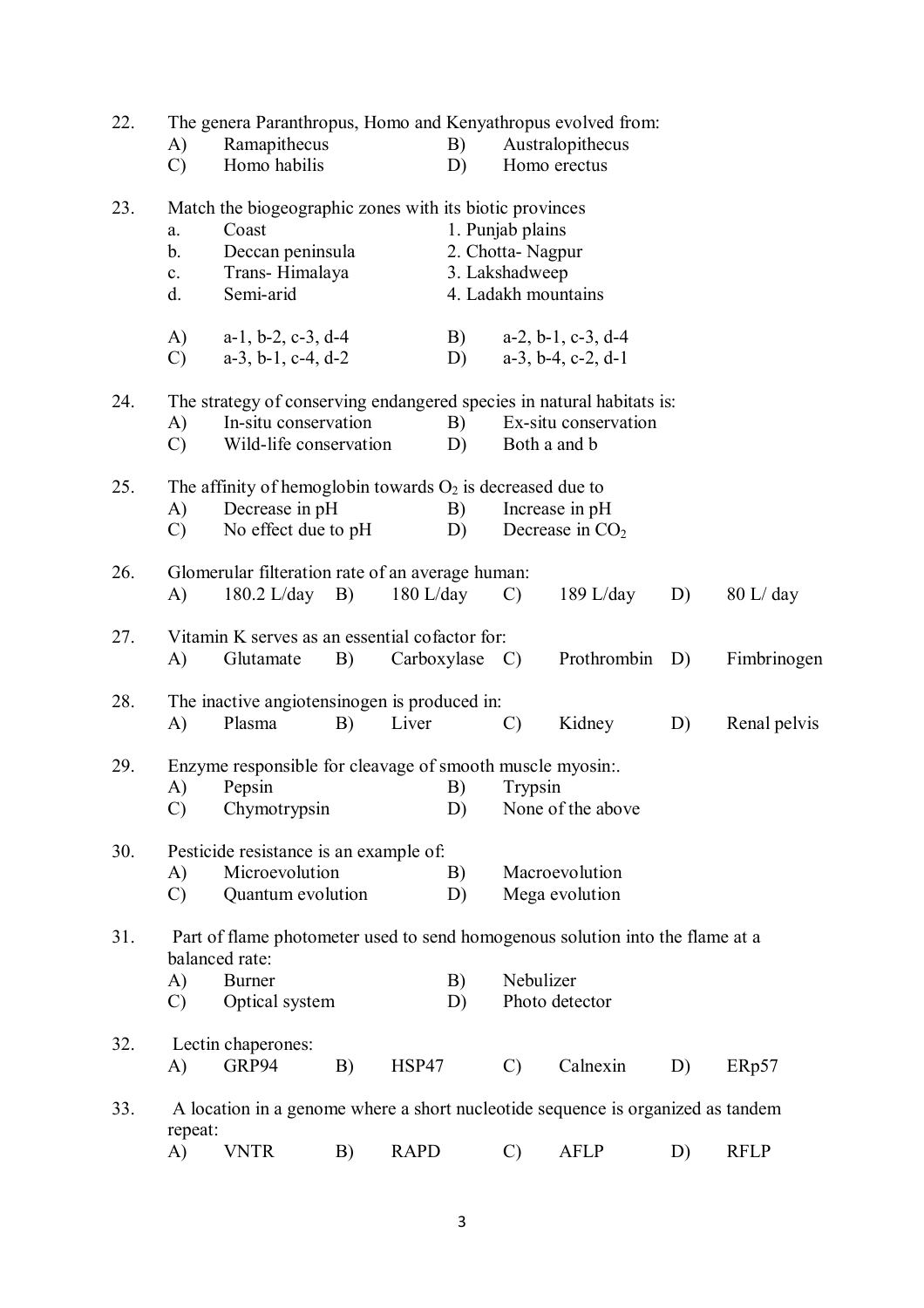22. The genera Paranthropus, Homo and Kenyathropus evolved from:
    - A) Ramapithecus
    - B) Australopithecus
    - C) Homo habilis
    - D) Homo erectus

23. Match the biogeographic zones with its biotic provinces

    | | | |
    |---|---|---|
    | a. | Coast | 1. Punjab plains |
    | b. | Deccan peninsula | 2. Chotta- Nagpur |
    | c. | Trans- Himalaya | 3. Lakshadweep |
    | d. | Semi-arid | 4. Ladakh mountains |

    - A) a-1, b-2, c-3, d-4
    - B) a-2, b-1, c-3, d-4
    - C) a-3, b-1, c-4, d-2
    - D) a-3, b-4, c-2, d-1

24. The strategy of conserving endangered species in natural habitats is:
    - A) In-situ conservation
    - B) Ex-situ conservation
    - C) Wild-life conservation
    - D) Both a and b

25. The affinity of hemoglobin towards $O_2$ is decreased due to
    - A) Decrease in pH
    - B) Increase in pH
    - C) No effect due to pH
    - D) Decrease in $CO_2$

26. Glomerular filteration rate of an average human:
    - A) 180.2 L/day
    - B) 180 L/day
    - C) 189 L/day
    - D) 80 L/ day

27. Vitamin K serves as an essential cofactor for:
    - A) Glutamate
    - B) Carboxylase
    - C) Prothrombin
    - D) Fimbrinogen

28. The inactive angiotensinogen is produced in:
    - A) Plasma
    - B) Liver
    - C) Kidney
    - D) Renal pelvis

29. Enzyme responsible for cleavage of smooth muscle myosin:.
    - A) Pepsin
    - B) Trypsin
    - C) Chymotrypsin
    - D) None of the above

30. Pesticide resistance is an example of:
    - A) Microevolution
    - B) Macroevolution
    - C) Quantum evolution
    - D) Mega evolution

31. Part of flame photometer used to send homogenous solution into the flame at a balanced rate:
    - A) Burner
    - B) Nebulizer
    - C) Optical system
    - D) Photo detector

32. Lectin chaperones:
    - A) GRP94
    - B) HSP47
    - C) Calnexin
    - D) ERp57

33. A location in a genome where a short nucleotide sequence is organized as tandem repeat:
    - A) VNTR
    - B) RAPD
    - C) AFLP
    - D) RFLP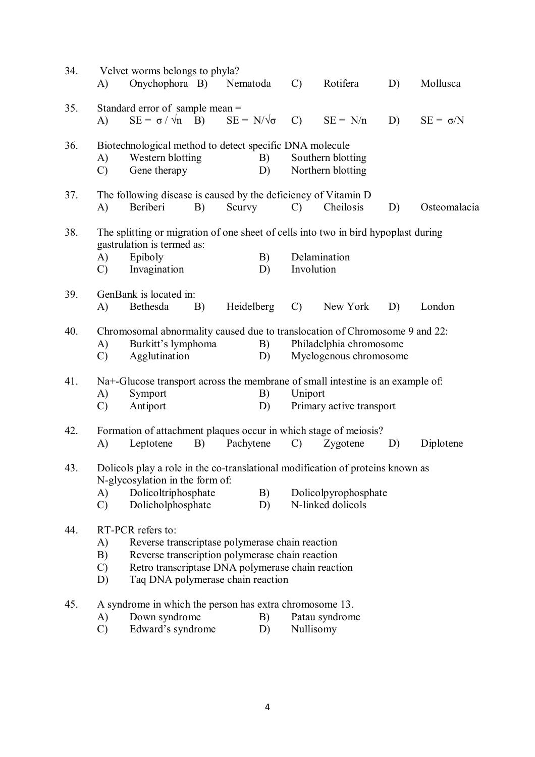34. Velvet worms belongs to phyla?
 A) Onychophora B) Nematoda C) Rotifera D) Mollusca

35. Standard error of sample mean =
 A) $SE = \sigma / \sqrt{n}$ B) $SE = N/\sqrt{\sigma}$ C) $SE = N/n$ D) $SE = \sigma/N$

36. Biotechnological method to detect specific DNA molecule
 A) Western blotting B) Southern blotting
 C) Gene therapy D) Northern blotting

37. The following disease is caused by the deficiency of Vitamin D
 A) Beriberi B) Scurvy C) Cheilosis D) Osteomalacia

38. The splitting or migration of one sheet of cells into two in bird hypoplast during gastrulation is termed as:
 A) Epiboly B) Delamination
 C) Invagination D) Involution

39. GenBank is located in:
 A) Bethesda B) Heidelberg C) New York D) London

40. Chromosomal abnormality caused due to translocation of Chromosome 9 and 22:
 A) Burkitt's lymphoma B) Philadelphia chromosome
 C) Agglutination D) Myelogenous chromosome

41. Na+-Glucose transport across the membrane of small intestine is an example of:
 A) Symport B) Uniport
 C) Antiport D) Primary active transport

42. Formation of attachment plaques occur in which stage of meiosis?
 A) Leptotene B) Pachytene C) Zygotene D) Diplotene

43. Dolicols play a role in the co-translational modification of proteins known as N-glycosylation in the form of:
 A) Dolicoltriphosphate B) Dolicolpyrophosphate
 C) Dolicholphosphate D) N-linked dolicols

44. RT-PCR refers to:
 A) Reverse transcriptase polymerase chain reaction
 B) Reverse transcription polymerase chain reaction
 C) Retro transcriptase DNA polymerase chain reaction
 D) Taq DNA polymerase chain reaction

45. A syndrome in which the person has extra chromosome 13.
 A) Down syndrome B) Patau syndrome
 C) Edward's syndrome D) Nullisomy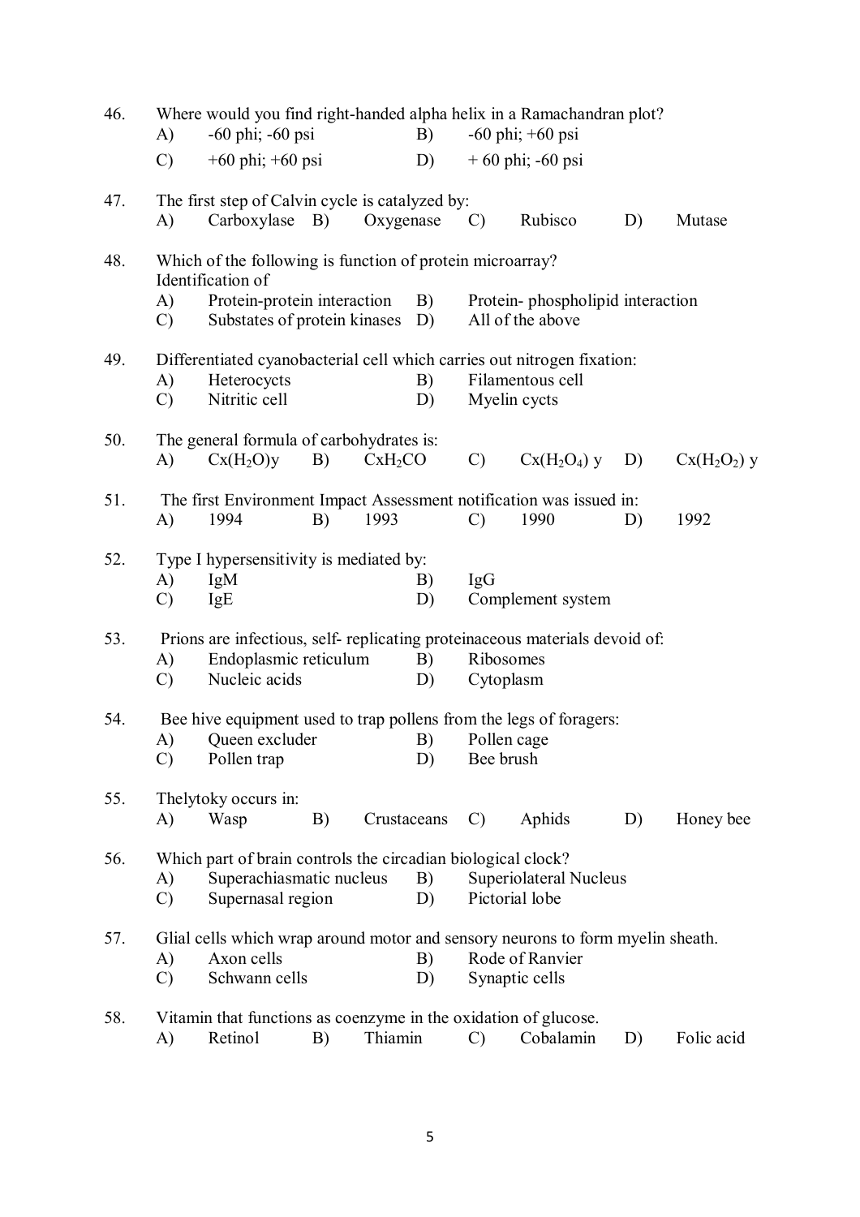46. Where would you find right-handed alpha helix in a Ramachandran plot?
    A) -60 phi; -60 psi B) -60 phi; +60 psi
    C) +60 phi; +60 psi D) + 60 phi; -60 psi

47. The first step of Calvin cycle is catalyzed by:
    A) Carboxylase B) Oxygenase C) Rubisco D) Mutase

48. Which of the following is function of protein microarray?
    Identification of
    A) Protein-protein interaction B) Protein- phospholipid interaction
    C) Substates of protein kinases D) All of the above

49. Differentiated cyanobacterial cell which carries out nitrogen fixation:
    A) Heterocycts B) Filamentous cell
    C) Nitritic cell D) Myelin cycts

50. The general formula of carbohydrates is:
    A) $Cx(H_2O)y$ B) $CxH_2CO$ C) $Cx(H_2O_4)$ y D) $Cx(H_2O_2)$ y

51. The first Environment Impact Assessment notification was issued in:
    A) 1994 B) 1993 C) 1990 D) 1992

52. Type I hypersensitivity is mediated by:
    A) IgM B) IgG
    C) IgE D) Complement system

53. Prions are infectious, self- replicating proteinaceous materials devoid of:
    A) Endoplasmic reticulum B) Ribosomes
    C) Nucleic acids D) Cytoplasm

54. Bee hive equipment used to trap pollens from the legs of foragers:
    A) Queen excluder B) Pollen cage
    C) Pollen trap D) Bee brush

55. Thelytoky occurs in:
    A) Wasp B) Crustaceans C) Aphids D) Honey bee

56. Which part of brain controls the circadian biological clock?
    A) Superachiasmatic nucleus B) Superiolateral Nucleus
    C) Supernasal region D) Pictorial lobe

57. Glial cells which wrap around motor and sensory neurons to form myelin sheath.
    A) Axon cells B) Rode of Ranvier
    C) Schwann cells D) Synaptic cells

58. Vitamin that functions as coenzyme in the oxidation of glucose.
    A) Retinol B) Thiamin C) Cobalamin D) Folic acid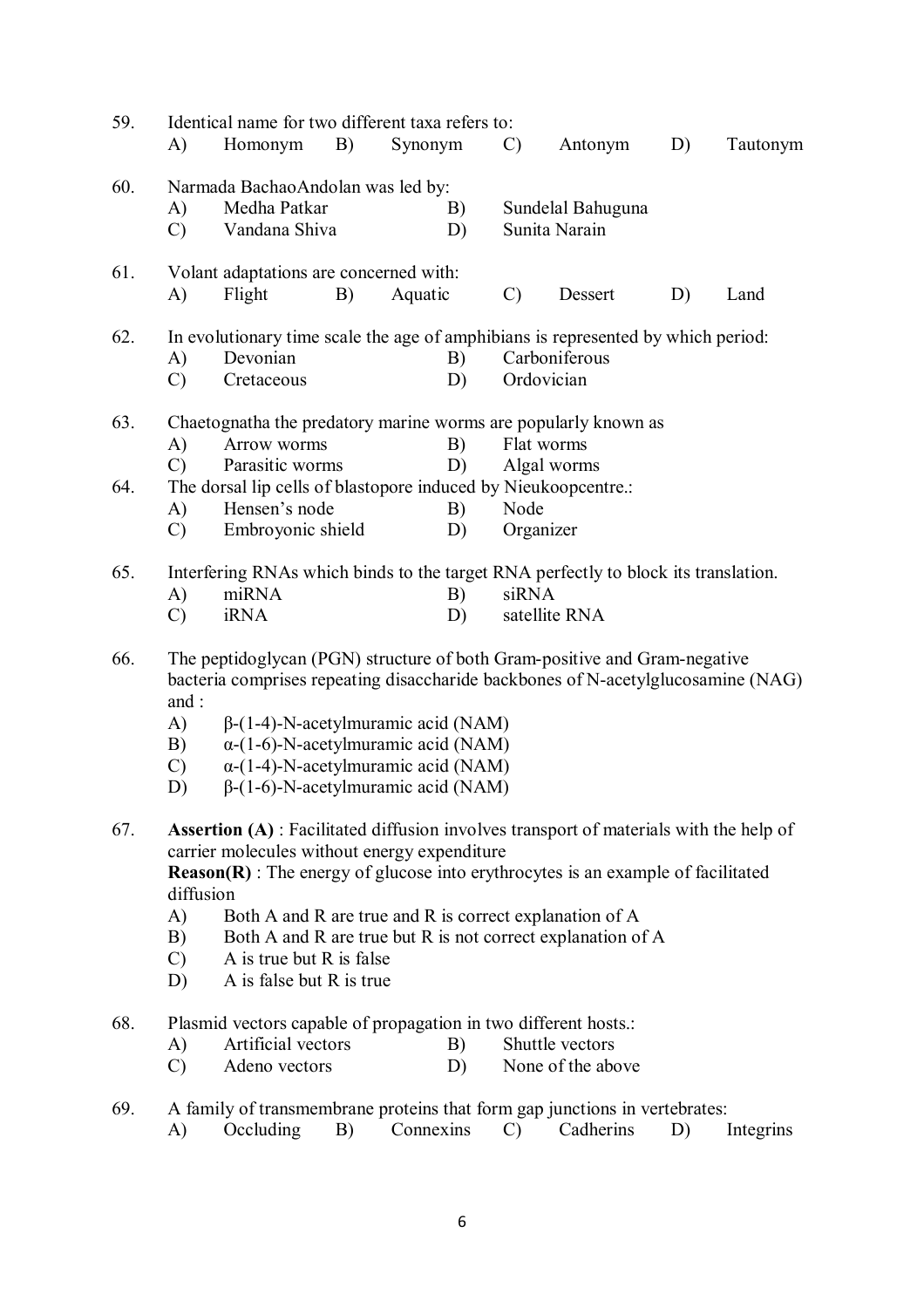59. Identical name for two different taxa refers to:
    - A) Homonym
    - B) Synonym
    - C) Antonym
    - D) Tautonym

60. Narmada BachaoAndolan was led by:
    - A) Medha Patkar
    - B) Sundelal Bahuguna
    - C) Vandana Shiva
    - D) Sunita Narain

61. Volant adaptations are concerned with:
    - A) Flight
    - B) Aquatic
    - C) Dessert
    - D) Land

62. In evolutionary time scale the age of amphibians is represented by which period:
    - A) Devonian
    - B) Carboniferous
    - C) Cretaceous
    - D) Ordovician

63. Chaetognatha the predatory marine worms are popularly known as
    - A) Arrow worms
    - B) Flat worms
    - C) Parasitic worms
    - D) Algal worms

64. The dorsal lip cells of blastopore induced by Nieukoopcentre.:
    - A) Hensen's node
    - B) Node
    - C) Embroyonic shield
    - D) Organizer

65. Interfering RNAs which binds to the target RNA perfectly to block its translation.
    - A) miRNA
    - B) siRNA
    - C) iRNA
    - D) satellite RNA

66. The peptidoglycan (PGN) structure of both Gram-positive and Gram-negative bacteria comprises repeating disaccharide backbones of N-acetylglucosamine (NAG) and :
    - A) β-(1-4)-N-acetylmuramic acid (NAM)
    - B) α-(1-6)-N-acetylmuramic acid (NAM)
    - C) α-(1-4)-N-acetylmuramic acid (NAM)
    - D) β-(1-6)-N-acetylmuramic acid (NAM)

67. **Assertion (A)** : Facilitated diffusion involves transport of materials with the help of carrier molecules without energy expenditure
    **Reason(R)** : The energy of glucose into erythrocytes is an example of facilitated diffusion
    - A) Both A and R are true and R is correct explanation of A
    - B) Both A and R are true but R is not correct explanation of A
    - C) A is true but R is false
    - D) A is false but R is true

68. Plasmid vectors capable of propagation in two different hosts.:
    - A) Artificial vectors
    - B) Shuttle vectors
    - C) Adeno vectors
    - D) None of the above

69. A family of transmembrane proteins that form gap junctions in vertebrates:
    - A) Occluding
    - B) Connexins
    - C) Cadherins
    - D) Integrins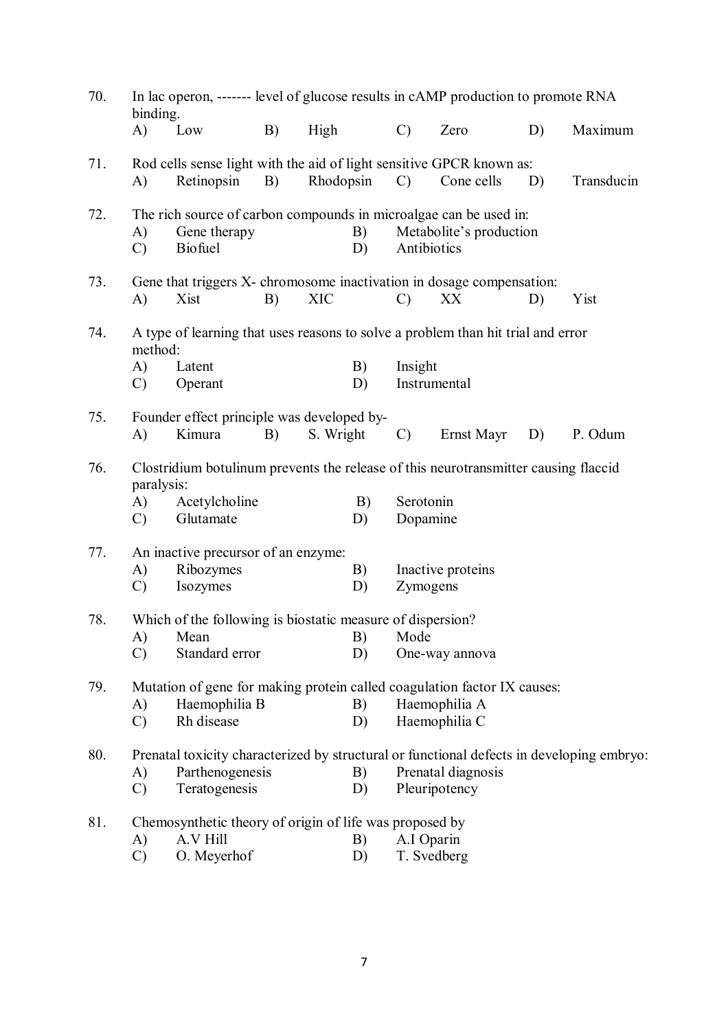70. In lac operon, ------- level of glucose results in cAMP production to promote RNA binding.

A) Low B) High C) Zero D) Maximum

71. Rod cells sense light with the aid of light sensitive GPCR known as:

A) Retinopsin B) Rhodopsin C) Cone cells D) Transducin

72. The rich source of carbon compounds in microalgae can be used in:

A) Gene therapy B) Metabolite's production
C) Biofuel D) Antibiotics

73. Gene that triggers X- chromosome inactivation in dosage compensation:

A) Xist B) XIC C) XX D) Yist

74. A type of learning that uses reasons to solve a problem than hit trial and error method:

A) Latent B) Insight
C) Operant D) Instrumental

75. Founder effect principle was developed by-

A) Kimura B) S. Wright C) Ernst Mayr D) P. Odum

76. Clostridium botulinum prevents the release of this neurotransmitter causing flaccid paralysis:

A) Acetylcholine B) Serotonin
C) Glutamate D) Dopamine

77. An inactive precursor of an enzyme:

A) Ribozymes B) Inactive proteins
C) Isozymes D) Zymogens

78. Which of the following is biostatic measure of dispersion?

A) Mean B) Mode
C) Standard error D) One-way annova

79. Mutation of gene for making protein called coagulation factor IX causes:

A) Haemophilia B B) Haemophilia A
C) Rh disease D) Haemophilia C

80. Prenatal toxicity characterized by structural or functional defects in developing embryo:

A) Parthenogenesis B) Prenatal diagnosis
C) Teratogenesis D) Pleuripotency

81. Chemosynthetic theory of origin of life was proposed by

A) A.V Hill B) A.I Oparin
C) O. Meyerhof D) T. Svedberg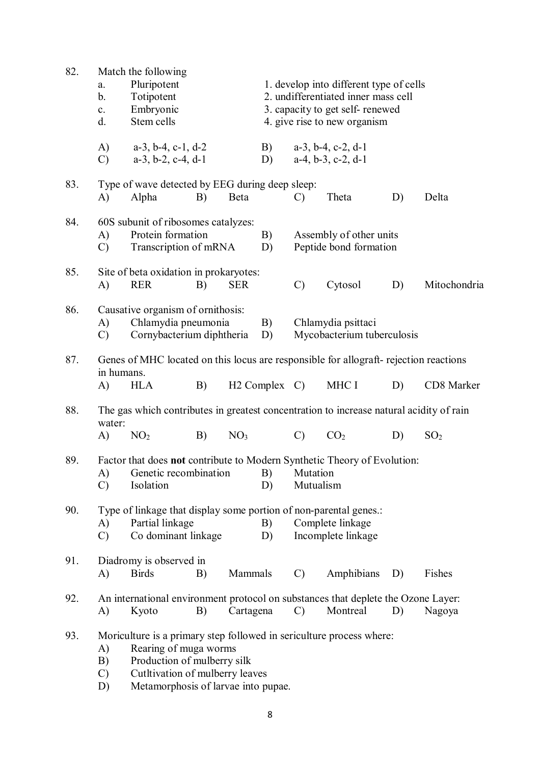82. Match the following

| | | | |
|---|---|---|---|
| a. | Pluripotent | 1. | develop into different type of cells |
| b. | Totipotent | 2. | undifferentiated inner mass cell |
| c. | Embryonic | 3. | capacity to get self- renewed |
| d. | Stem cells | 4. | give rise to new organism |

A) a-3, b-4, c-1, d-2 B) a-3, b-4, c-2, d-1
C) a-3, b-2, c-4, d-1 D) a-4, b-3, c-2, d-1

83. Type of wave detected by EEG during deep sleep:
A) Alpha B) Beta C) Theta D) Delta

84. 60S subunit of ribosomes catalyzes:
A) Protein formation B) Assembly of other units
C) Transcription of mRNA D) Peptide bond formation

85. Site of beta oxidation in prokaryotes:
A) RER B) SER C) Cytosol D) Mitochondria

86. Causative organism of ornithosis:
A) Chlamydia pneumonia B) Chlamydia psittaci
C) Cornybacterium diphtheria D) Mycobacterium tuberculosis

87. Genes of MHC located on this locus are responsible for allograft- rejection reactions in humans.
A) HLA B) H2 Complex C) MHC I D) CD8 Marker

88. The gas which contributes in greatest concentration to increase natural acidity of rain water:
A) $NO_2$ B) $NO_3$ C) $CO_2$ D) $SO_2$

89. Factor that does **not** contribute to Modern Synthetic Theory of Evolution:
A) Genetic recombination B) Mutation
C) Isolation D) Mutualism

90. Type of linkage that display some portion of non-parental genes.:
A) Partial linkage B) Complete linkage
C) Co dominant linkage D) Incomplete linkage

91. Diadromy is observed in
A) Birds B) Mammals C) Amphibians D) Fishes

92. An international environment protocol on substances that deplete the Ozone Layer:
A) Kyoto B) Cartagena C) Montreal D) Nagoya

93. Moriculture is a primary step followed in sericulture process where:
A) Rearing of muga worms
B) Production of mulberry silk
C) Cutltivation of mulberry leaves
D) Metamorphosis of larvae into pupae.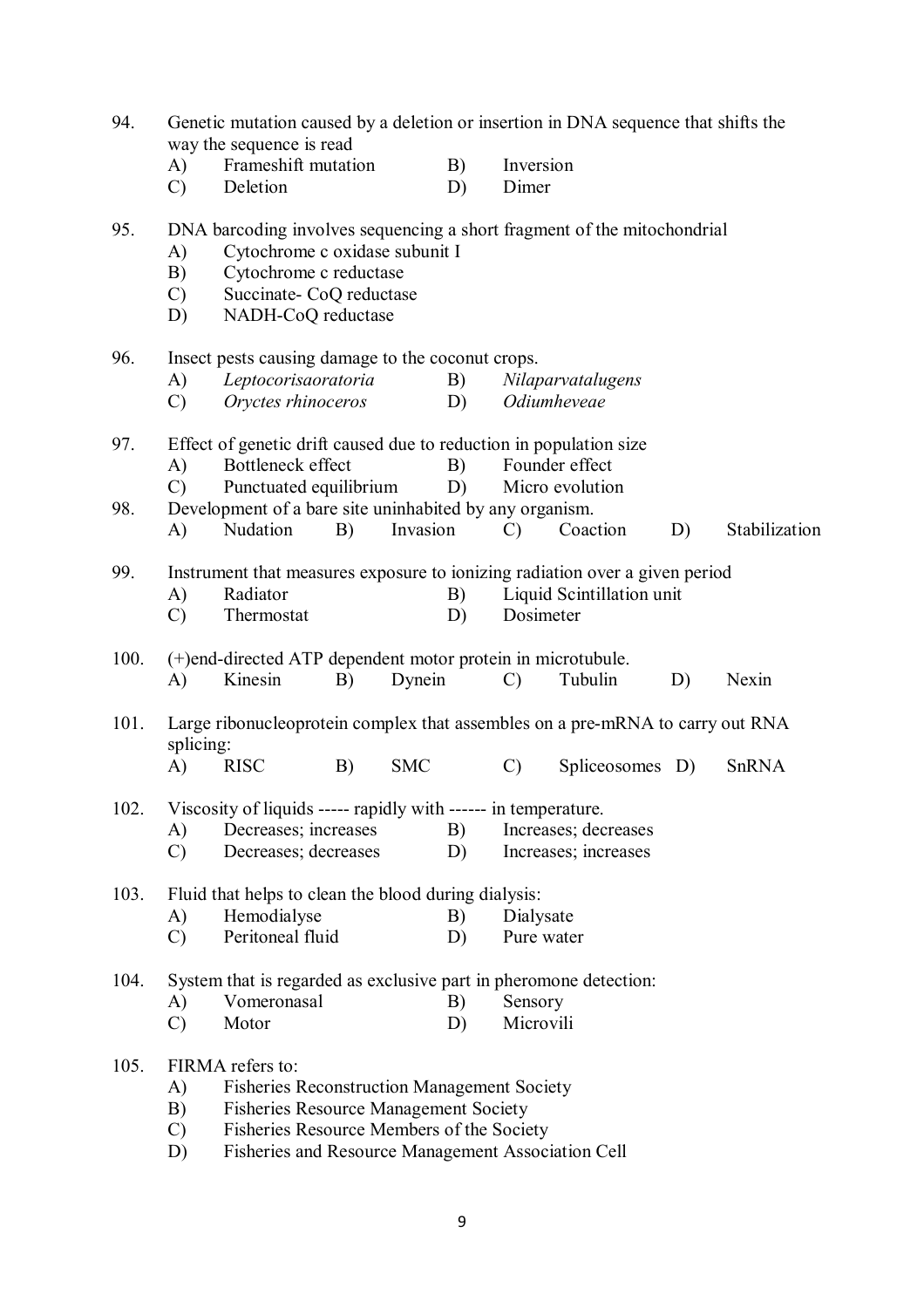94. Genetic mutation caused by a deletion or insertion in DNA sequence that shifts the way the sequence is read
   - A) Frameshift mutation
   - B) Inversion
   - C) Deletion
   - D) Dimer

95. DNA barcoding involves sequencing a short fragment of the mitochondrial
   - A) Cytochrome c oxidase subunit I
   - B) Cytochrome c reductase
   - C) Succinate- CoQ reductase
   - D) NADH-CoQ reductase

96. Insect pests causing damage to the coconut crops.
   - A) *Leptocorisaoratoria*
   - B) *Nilaparvatalugens*
   - C) *Oryctes rhinoceros*
   - D) *Odiumheveae*

97. Effect of genetic drift caused due to reduction in population size
   - A) Bottleneck effect
   - B) Founder effect
   - C) Punctuated equilibrium
   - D) Micro evolution

98. Development of a bare site uninhabited by any organism.
   - A) Nudation
   - B) Invasion
   - C) Coaction
   - D) Stabilization

99. Instrument that measures exposure to ionizing radiation over a given period
   - A) Radiator
   - B) Liquid Scintillation unit
   - C) Thermostat
   - D) Dosimeter

100. (+)end-directed ATP dependent motor protein in microtubule.
   - A) Kinesin
   - B) Dynein
   - C) Tubulin
   - D) Nexin

101. Large ribonucleoprotein complex that assembles on a pre-mRNA to carry out RNA splicing:
   - A) RISC
   - B) SMC
   - C) Spliceosomes
   - D) SnRNA

102. Viscosity of liquids ----- rapidly with ------ in temperature.
   - A) Decreases; increases
   - B) Increases; decreases
   - C) Decreases; decreases
   - D) Increases; increases

103. Fluid that helps to clean the blood during dialysis:
   - A) Hemodialyse
   - B) Dialysate
   - C) Peritoneal fluid
   - D) Pure water

104. System that is regarded as exclusive part in pheromone detection:
   - A) Vomeronasal
   - B) Sensory
   - C) Motor
   - D) Microvili

105. FIRMA refers to:
   - A) Fisheries Reconstruction Management Society
   - B) Fisheries Resource Management Society
   - C) Fisheries Resource Members of the Society
   - D) Fisheries and Resource Management Association Cell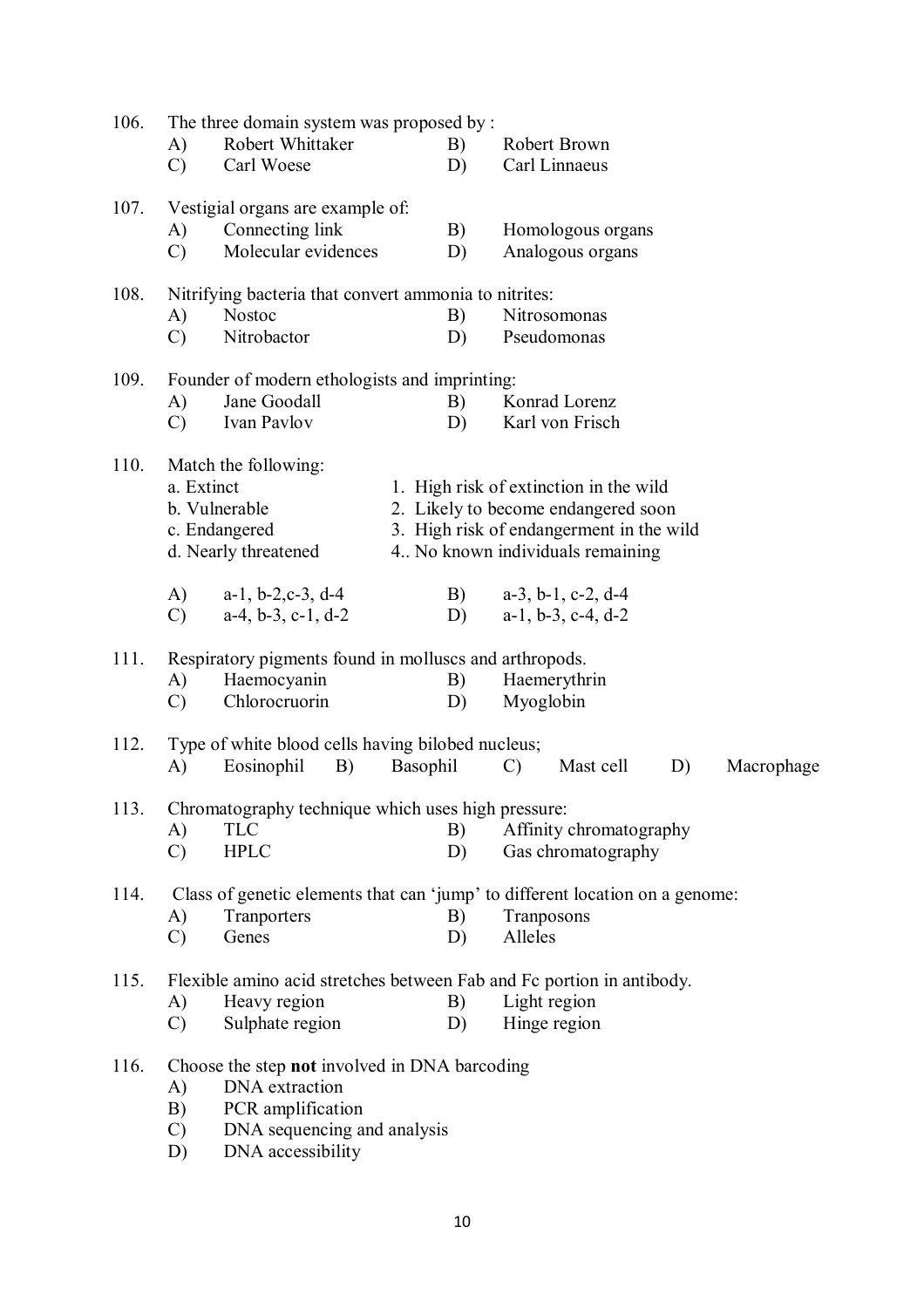106. The three domain system was proposed by :

A) Robert Whittaker B) Robert Brown
C) Carl Woese D) Carl Linnaeus

107. Vestigial organs are example of:

A) Connecting link B) Homologous organs
C) Molecular evidences D) Analogous organs

108. Nitrifying bacteria that convert ammonia to nitrites:

A) Nostoc B) Nitrosomonas
C) Nitrobactor D) Pseudomonas

109. Founder of modern ethologists and imprinting:

A) Jane Goodall B) Konrad Lorenz
C) Ivan Pavlov D) Karl von Frisch

110. Match the following:

a. Extinct 1. High risk of extinction in the wild
b. Vulnerable 2. Likely to become endangered soon
c. Endangered 3. High risk of endangerment in the wild
d. Nearly threatened 4.. No known individuals remaining

A) a-1, b-2,c-3, d-4 B) a-3, b-1, c-2, d-4
C) a-4, b-3, c-1, d-2 D) a-1, b-3, c-4, d-2

111. Respiratory pigments found in molluscs and arthropods.

A) Haemocyanin B) Haemerythrin
C) Chlorocruorin D) Myoglobin

112. Type of white blood cells having bilobed nucleus;

A) Eosinophil B) Basophil C) Mast cell D) Macrophage

113. Chromatography technique which uses high pressure:

A) TLC B) Affinity chromatography
C) HPLC D) Gas chromatography

114. Class of genetic elements that can 'jump' to different location on a genome:

A) Tranporters B) Tranposons
C) Genes D) Alleles

115. Flexible amino acid stretches between Fab and Fc portion in antibody.

A) Heavy region B) Light region
C) Sulphate region D) Hinge region

116. Choose the step **not** involved in DNA barcoding

A) DNA extraction
B) PCR amplification
C) DNA sequencing and analysis
D) DNA accessibility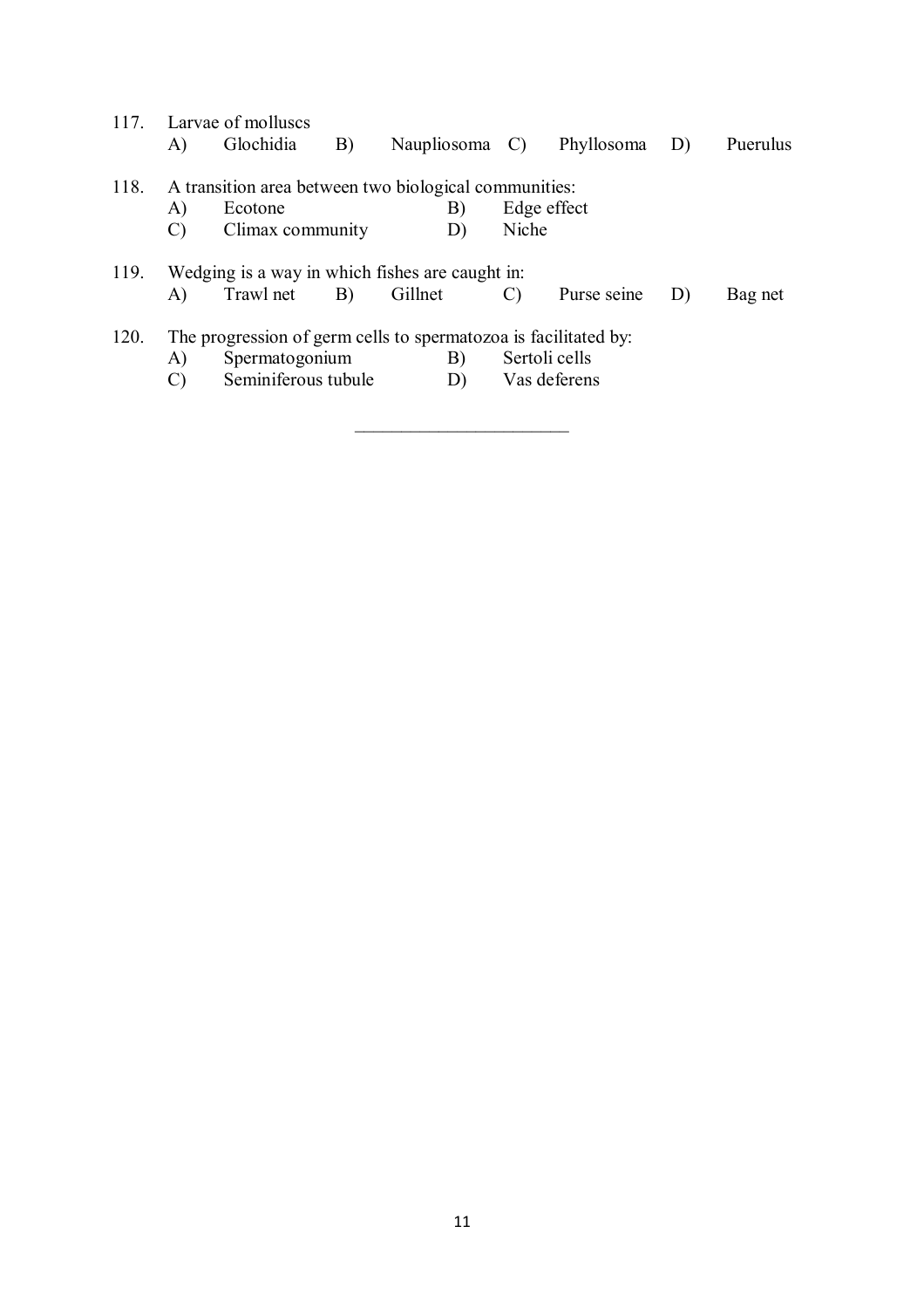117. Larvae of molluscs

A) Glochidia B) Naupliosoma C) Phyllosoma D) Puerulus

118. A transition area between two biological communities:

A) Ecotone B) Edge effect
C) Climax community D) Niche

119. Wedging is a way in which fishes are caught in:

A) Trawl net B) Gillnet C) Purse seine D) Bag net

120. The progression of germ cells to spermatozoa is facilitated by:

A) Spermatogonium B) Sertoli cells
C) Seminiferous tubule D) Vas deferens

---